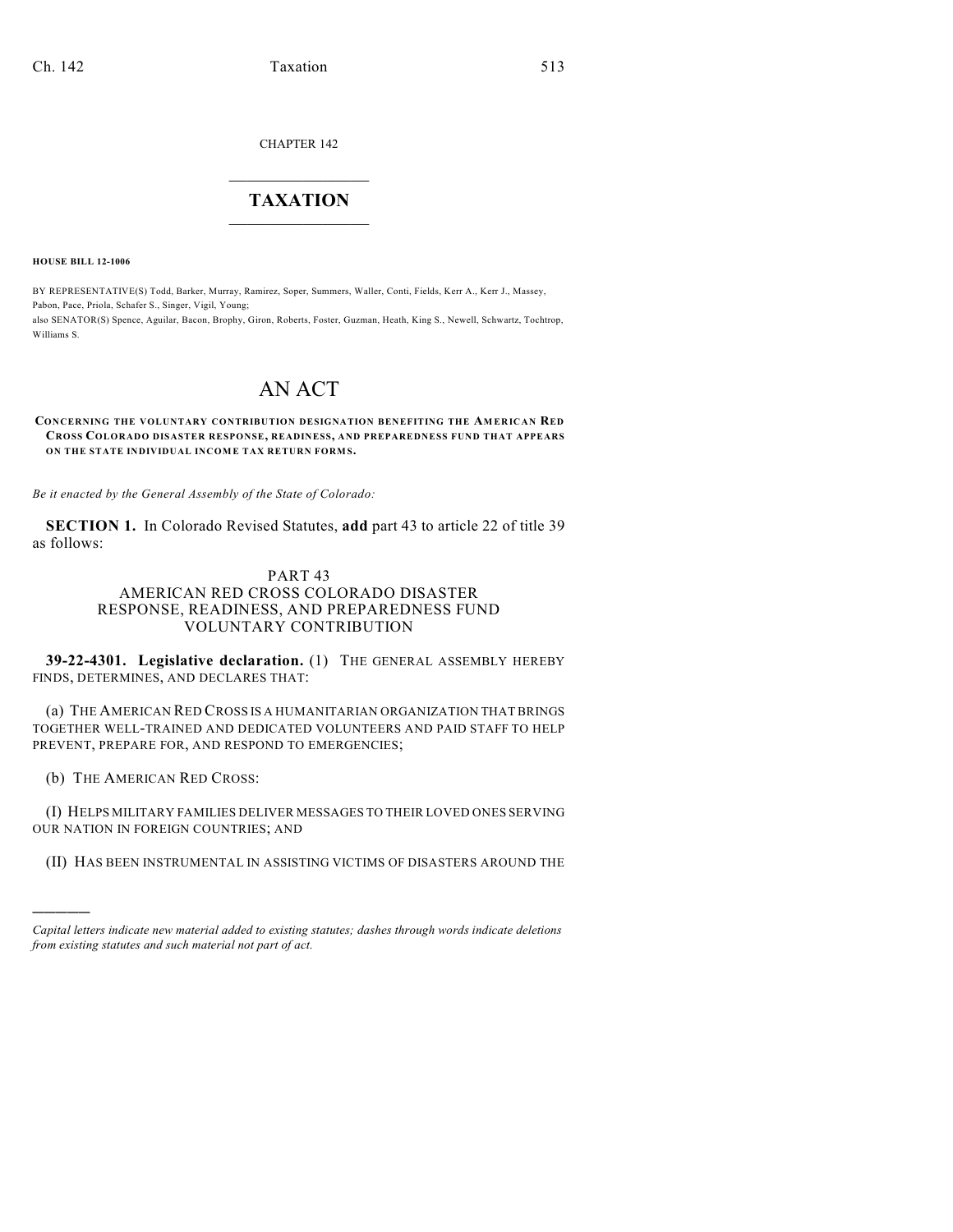CHAPTER 142

# TAXATION

**HOUSE BILL 12-1006**

BY REPRESENTATIVE(S) Todd, Barker, Murray, Ramirez, Soper, Summers, Waller, Conti, Fields, Kerr A., Kerr J., Massey, Pabon, Pace, Priola, Schafer S., Singer, Vigil, Young;
also SENATOR(S) Spence, Aguilar, Bacon, Brophy, Giron, Roberts, Foster, Guzman, Heath, King S., Newell, Schwartz, Tochtrop, Williams S.

# AN ACT

**CONCERNING THE VOLUNTARY CONTRIBUTION DESIGNATION BENEFITING THE AMERICAN RED CROSS COLORADO DISASTER RESPONSE, READINESS, AND PREPAREDNESS FUND THAT APPEARS ON THE STATE INDIVIDUAL INCOME TAX RETURN FORMS.**

*Be it enacted by the General Assembly of the State of Colorado:*

**SECTION 1.** In Colorado Revised Statutes, **add** part 43 to article 22 of title 39 as follows:

PART 43
AMERICAN RED CROSS COLORADO DISASTER RESPONSE, READINESS, AND PREPAREDNESS FUND VOLUNTARY CONTRIBUTION

**39-22-4301. Legislative declaration.** (1) THE GENERAL ASSEMBLY HEREBY FINDS, DETERMINES, AND DECLARES THAT:

(a) THE AMERICAN RED CROSS IS A HUMANITARIAN ORGANIZATION THAT BRINGS TOGETHER WELL-TRAINED AND DEDICATED VOLUNTEERS AND PAID STAFF TO HELP PREVENT, PREPARE FOR, AND RESPOND TO EMERGENCIES;

(b) THE AMERICAN RED CROSS:

(I) HELPS MILITARY FAMILIES DELIVER MESSAGES TO THEIR LOVED ONES SERVING OUR NATION IN FOREIGN COUNTRIES; AND

(II) HAS BEEN INSTRUMENTAL IN ASSISTING VICTIMS OF DISASTERS AROUND THE

---

*Capital letters indicate new material added to existing statutes; dashes through words indicate deletions from existing statutes and such material not part of act.*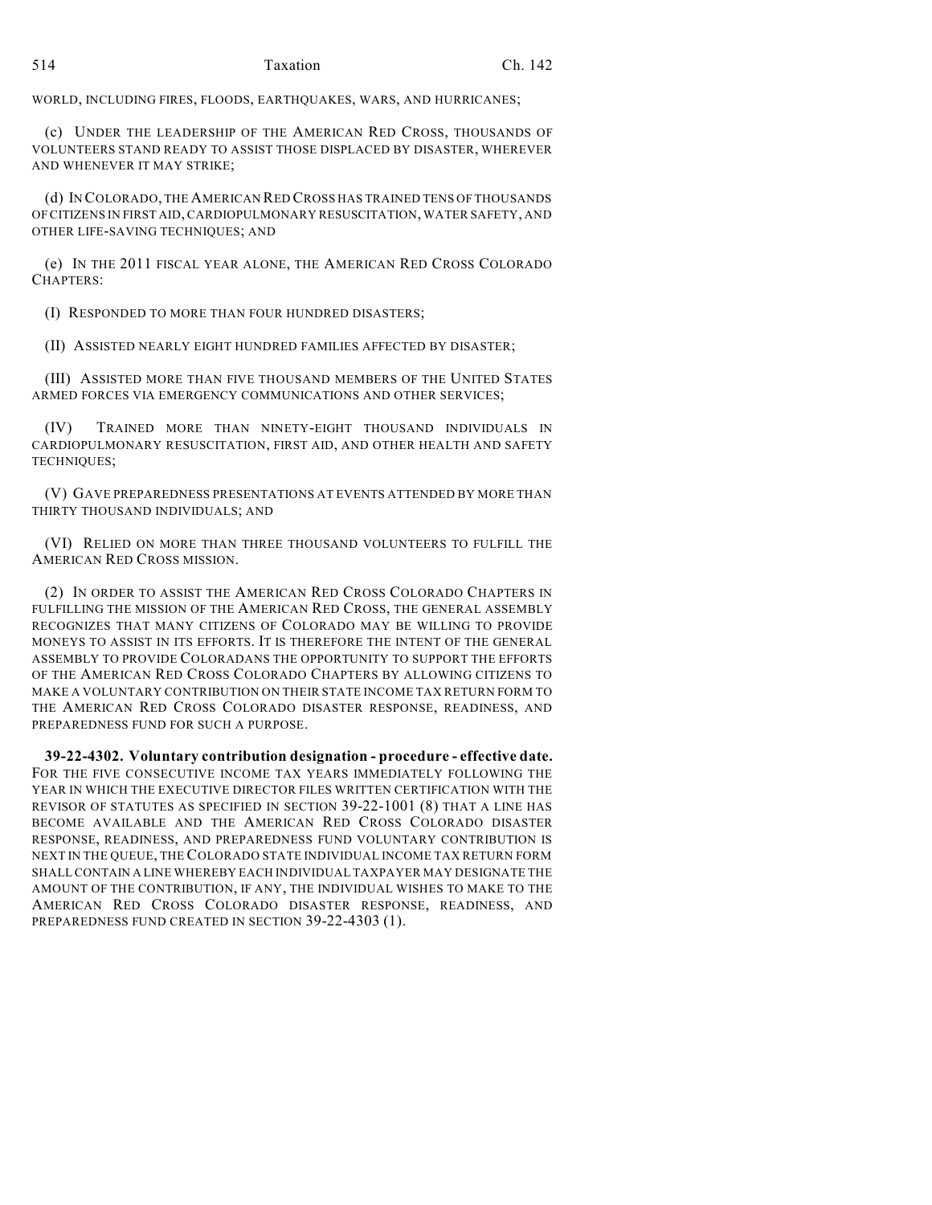WORLD, INCLUDING FIRES, FLOODS, EARTHQUAKES, WARS, AND HURRICANES;

(c) UNDER THE LEADERSHIP OF THE AMERICAN RED CROSS, THOUSANDS OF VOLUNTEERS STAND READY TO ASSIST THOSE DISPLACED BY DISASTER, WHEREVER AND WHENEVER IT MAY STRIKE;

(d) IN COLORADO, THE AMERICAN RED CROSS HAS TRAINED TENS OF THOUSANDS OF CITIZENS IN FIRST AID, CARDIOPULMONARY RESUSCITATION, WATER SAFETY, AND OTHER LIFE-SAVING TECHNIQUES; AND

(e) IN THE 2011 FISCAL YEAR ALONE, THE AMERICAN RED CROSS COLORADO CHAPTERS:

(I) RESPONDED TO MORE THAN FOUR HUNDRED DISASTERS;

(II) ASSISTED NEARLY EIGHT HUNDRED FAMILIES AFFECTED BY DISASTER;

(III) ASSISTED MORE THAN FIVE THOUSAND MEMBERS OF THE UNITED STATES ARMED FORCES VIA EMERGENCY COMMUNICATIONS AND OTHER SERVICES;

(IV) TRAINED MORE THAN NINETY-EIGHT THOUSAND INDIVIDUALS IN CARDIOPULMONARY RESUSCITATION, FIRST AID, AND OTHER HEALTH AND SAFETY TECHNIQUES;

(V) GAVE PREPAREDNESS PRESENTATIONS AT EVENTS ATTENDED BY MORE THAN THIRTY THOUSAND INDIVIDUALS; AND

(VI) RELIED ON MORE THAN THREE THOUSAND VOLUNTEERS TO FULFILL THE AMERICAN RED CROSS MISSION.

(2) IN ORDER TO ASSIST THE AMERICAN RED CROSS COLORADO CHAPTERS IN FULFILLING THE MISSION OF THE AMERICAN RED CROSS, THE GENERAL ASSEMBLY RECOGNIZES THAT MANY CITIZENS OF COLORADO MAY BE WILLING TO PROVIDE MONEYS TO ASSIST IN ITS EFFORTS. IT IS THEREFORE THE INTENT OF THE GENERAL ASSEMBLY TO PROVIDE COLORADANS THE OPPORTUNITY TO SUPPORT THE EFFORTS OF THE AMERICAN RED CROSS COLORADO CHAPTERS BY ALLOWING CITIZENS TO MAKE A VOLUNTARY CONTRIBUTION ON THEIR STATE INCOME TAX RETURN FORM TO THE AMERICAN RED CROSS COLORADO DISASTER RESPONSE, READINESS, AND PREPAREDNESS FUND FOR SUCH A PURPOSE.

**39-22-4302. Voluntary contribution designation - procedure - effective date.** FOR THE FIVE CONSECUTIVE INCOME TAX YEARS IMMEDIATELY FOLLOWING THE YEAR IN WHICH THE EXECUTIVE DIRECTOR FILES WRITTEN CERTIFICATION WITH THE REVISOR OF STATUTES AS SPECIFIED IN SECTION 39-22-1001 (8) THAT A LINE HAS BECOME AVAILABLE AND THE AMERICAN RED CROSS COLORADO DISASTER RESPONSE, READINESS, AND PREPAREDNESS FUND VOLUNTARY CONTRIBUTION IS NEXT IN THE QUEUE, THE COLORADO STATE INDIVIDUAL INCOME TAX RETURN FORM SHALL CONTAIN A LINE WHEREBY EACH INDIVIDUAL TAXPAYER MAY DESIGNATE THE AMOUNT OF THE CONTRIBUTION, IF ANY, THE INDIVIDUAL WISHES TO MAKE TO THE AMERICAN RED CROSS COLORADO DISASTER RESPONSE, READINESS, AND PREPAREDNESS FUND CREATED IN SECTION 39-22-4303 (1).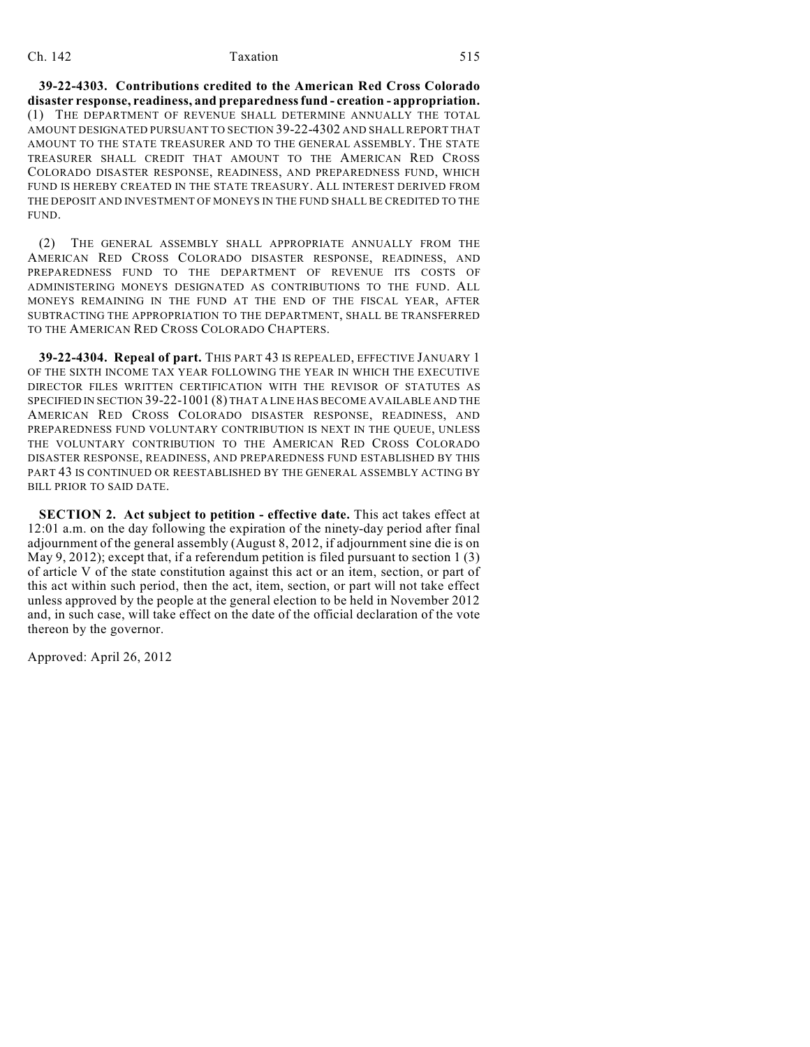**39-22-4303. Contributions credited to the American Red Cross Colorado disaster response, readiness, and preparedness fund - creation - appropriation.** (1) THE DEPARTMENT OF REVENUE SHALL DETERMINE ANNUALLY THE TOTAL AMOUNT DESIGNATED PURSUANT TO SECTION 39-22-4302 AND SHALL REPORT THAT AMOUNT TO THE STATE TREASURER AND TO THE GENERAL ASSEMBLY. THE STATE TREASURER SHALL CREDIT THAT AMOUNT TO THE AMERICAN RED CROSS COLORADO DISASTER RESPONSE, READINESS, AND PREPAREDNESS FUND, WHICH FUND IS HEREBY CREATED IN THE STATE TREASURY. ALL INTEREST DERIVED FROM THE DEPOSIT AND INVESTMENT OF MONEYS IN THE FUND SHALL BE CREDITED TO THE FUND.

(2) THE GENERAL ASSEMBLY SHALL APPROPRIATE ANNUALLY FROM THE AMERICAN RED CROSS COLORADO DISASTER RESPONSE, READINESS, AND PREPAREDNESS FUND TO THE DEPARTMENT OF REVENUE ITS COSTS OF ADMINISTERING MONEYS DESIGNATED AS CONTRIBUTIONS TO THE FUND. ALL MONEYS REMAINING IN THE FUND AT THE END OF THE FISCAL YEAR, AFTER SUBTRACTING THE APPROPRIATION TO THE DEPARTMENT, SHALL BE TRANSFERRED TO THE AMERICAN RED CROSS COLORADO CHAPTERS.

**39-22-4304. Repeal of part.** THIS PART 43 IS REPEALED, EFFECTIVE JANUARY 1 OF THE SIXTH INCOME TAX YEAR FOLLOWING THE YEAR IN WHICH THE EXECUTIVE DIRECTOR FILES WRITTEN CERTIFICATION WITH THE REVISOR OF STATUTES AS SPECIFIED IN SECTION 39-22-1001 (8) THAT A LINE HAS BECOME AVAILABLE AND THE AMERICAN RED CROSS COLORADO DISASTER RESPONSE, READINESS, AND PREPAREDNESS FUND VOLUNTARY CONTRIBUTION IS NEXT IN THE QUEUE, UNLESS THE VOLUNTARY CONTRIBUTION TO THE AMERICAN RED CROSS COLORADO DISASTER RESPONSE, READINESS, AND PREPAREDNESS FUND ESTABLISHED BY THIS PART 43 IS CONTINUED OR REESTABLISHED BY THE GENERAL ASSEMBLY ACTING BY BILL PRIOR TO SAID DATE.

**SECTION 2. Act subject to petition - effective date.** This act takes effect at 12:01 a.m. on the day following the expiration of the ninety-day period after final adjournment of the general assembly (August 8, 2012, if adjournment sine die is on May 9, 2012); except that, if a referendum petition is filed pursuant to section 1 (3) of article V of the state constitution against this act or an item, section, or part of this act within such period, then the act, item, section, or part will not take effect unless approved by the people at the general election to be held in November 2012 and, in such case, will take effect on the date of the official declaration of the vote thereon by the governor.

Approved: April 26, 2012